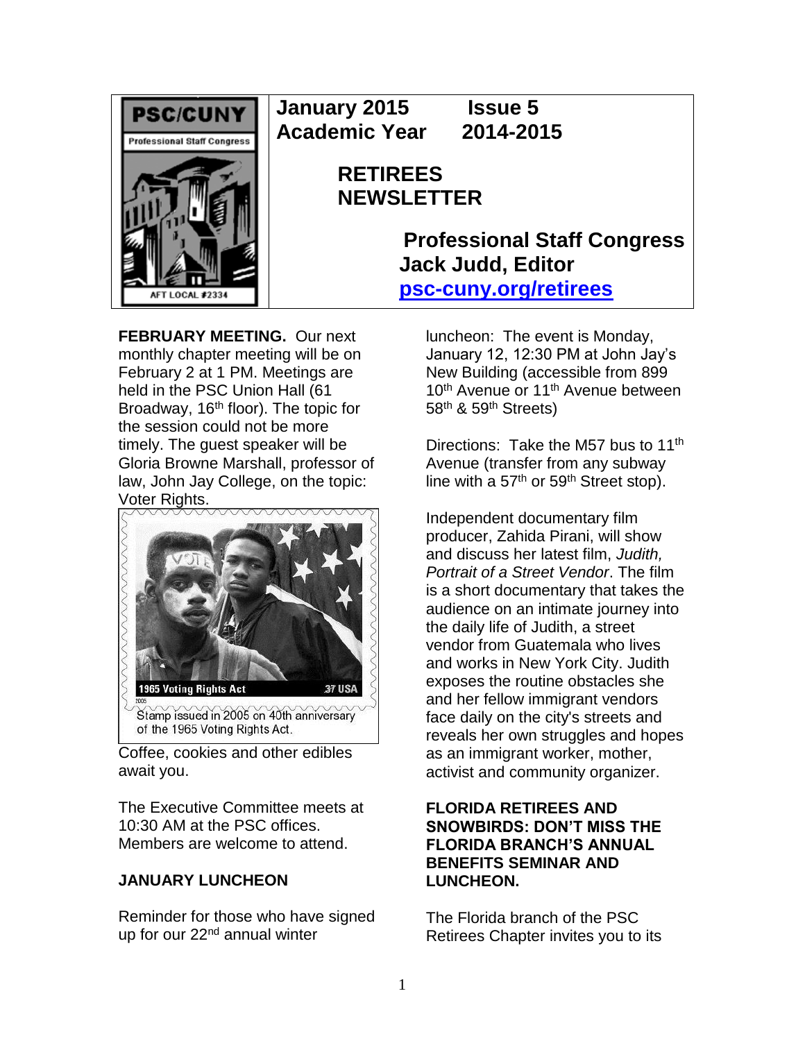PSC/CUNY
Professional Staff Congress
AFT LOCAL #2334

**January 2015 Issue 5**
**Academic Year 2014-2015**

# RETIREES NEWSLETTER

**Professional Staff Congress**
**Jack Judd, Editor**
**psc-cuny.org/retirees**

**FEBRUARY MEETING.** Our next monthly chapter meeting will be on February 2 at 1 PM. Meetings are held in the PSC Union Hall (61 Broadway, 16th floor). The topic for the session could not be more timely. The guest speaker will be Gloria Browne Marshall, professor of law, John Jay College, on the topic: Voter Rights.

Stamp issued in 2005 on 40th anniversary of the 1965 Voting Rights Act.

Coffee, cookies and other edibles await you.

The Executive Committee meets at 10:30 AM at the PSC offices. Members are welcome to attend.

**JANUARY LUNCHEON**

Reminder for those who have signed up for our 22nd annual winter luncheon: The event is Monday, January 12, 12:30 PM at John Jay's New Building (accessible from 899 10th Avenue or 11th Avenue between 58th & 59th Streets)

Directions: Take the M57 bus to 11th Avenue (transfer from any subway line with a 57th or 59th Street stop).

Independent documentary film producer, Zahida Pirani, will show and discuss her latest film, *Judith, Portrait of a Street Vendor*. The film is a short documentary that takes the audience on an intimate journey into the daily life of Judith, a street vendor from Guatemala who lives and works in New York City. Judith exposes the routine obstacles she and her fellow immigrant vendors face daily on the city's streets and reveals her own struggles and hopes as an immigrant worker, mother, activist and community organizer.

**FLORIDA RETIREES AND SNOWBIRDS: DON'T MISS THE FLORIDA BRANCH'S ANNUAL BENEFITS SEMINAR AND LUNCHEON.**

The Florida branch of the PSC Retirees Chapter invites you to its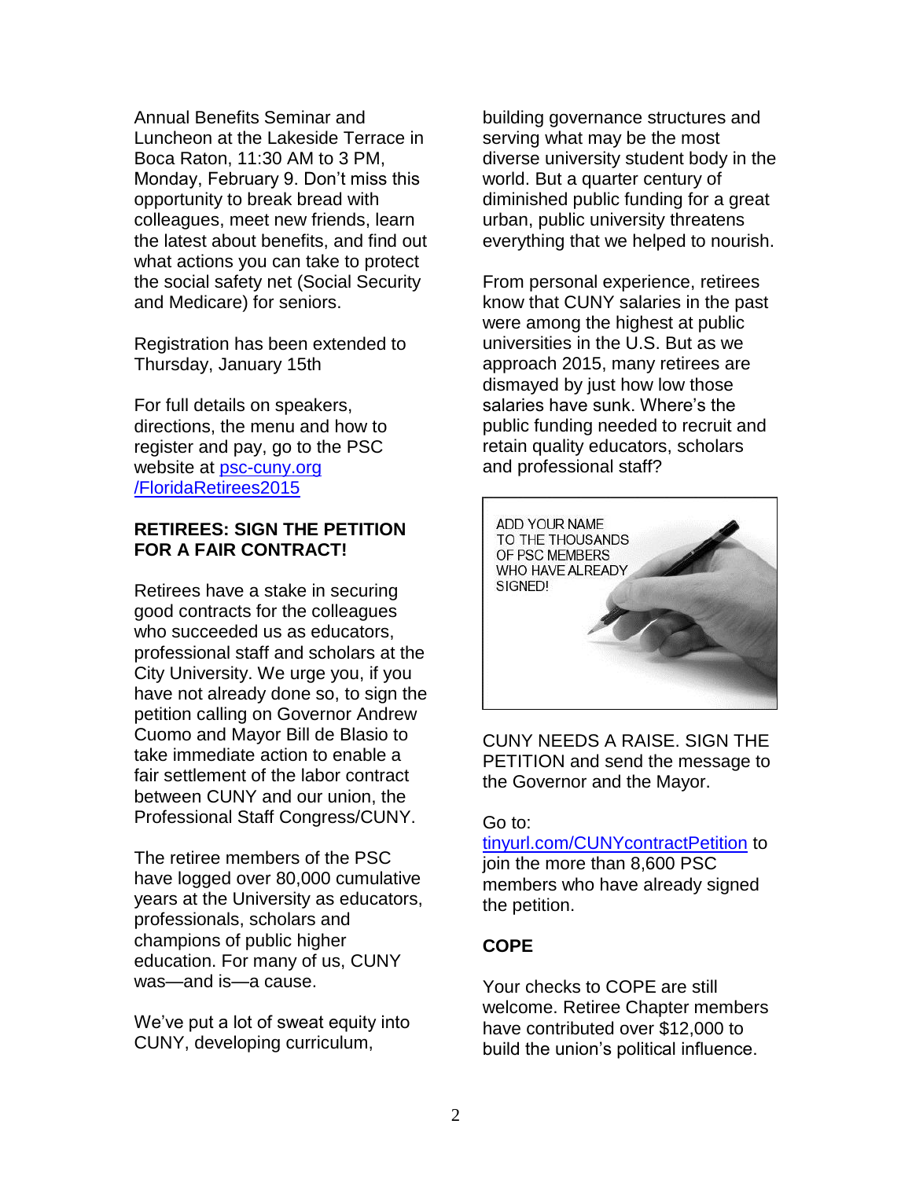Annual Benefits Seminar and Luncheon at the Lakeside Terrace in Boca Raton, 11:30 AM to 3 PM, Monday, February 9. Don't miss this opportunity to break bread with colleagues, meet new friends, learn the latest about benefits, and find out what actions you can take to protect the social safety net (Social Security and Medicare) for seniors.

Registration has been extended to Thursday, January 15th

For full details on speakers, directions, the menu and how to register and pay, go to the PSC website at [psc-cuny.org /FloridaRetirees2015](psc-cuny.org/FloridaRetirees2015)

**RETIREES: SIGN THE PETITION FOR A FAIR CONTRACT!**

Retirees have a stake in securing good contracts for the colleagues who succeeded us as educators, professional staff and scholars at the City University. We urge you, if you have not already done so, to sign the petition calling on Governor Andrew Cuomo and Mayor Bill de Blasio to take immediate action to enable a fair settlement of the labor contract between CUNY and our union, the Professional Staff Congress/CUNY.

The retiree members of the PSC have logged over 80,000 cumulative years at the University as educators, professionals, scholars and champions of public higher education. For many of us, CUNY was—and is—a cause.

We've put a lot of sweat equity into CUNY, developing curriculum, building governance structures and serving what may be the most diverse university student body in the world. But a quarter century of diminished public funding for a great urban, public university threatens everything that we helped to nourish.

From personal experience, retirees know that CUNY salaries in the past were among the highest at public universities in the U.S. But as we approach 2015, many retirees are dismayed by just how low those salaries have sunk. Where's the public funding needed to recruit and retain quality educators, scholars and professional staff?

ADD YOUR NAME TO THE THOUSANDS OF PSC MEMBERS WHO HAVE ALREADY SIGNED!

CUNY NEEDS A RAISE. SIGN THE PETITION and send the message to the Governor and the Mayor.

Go to: [tinyurl.com/CUNYcontractPetition](tinyurl.com/CUNYcontractPetition) to join the more than 8,600 PSC members who have already signed the petition.

**COPE**

Your checks to COPE are still welcome. Retiree Chapter members have contributed over $12,000 to build the union's political influence.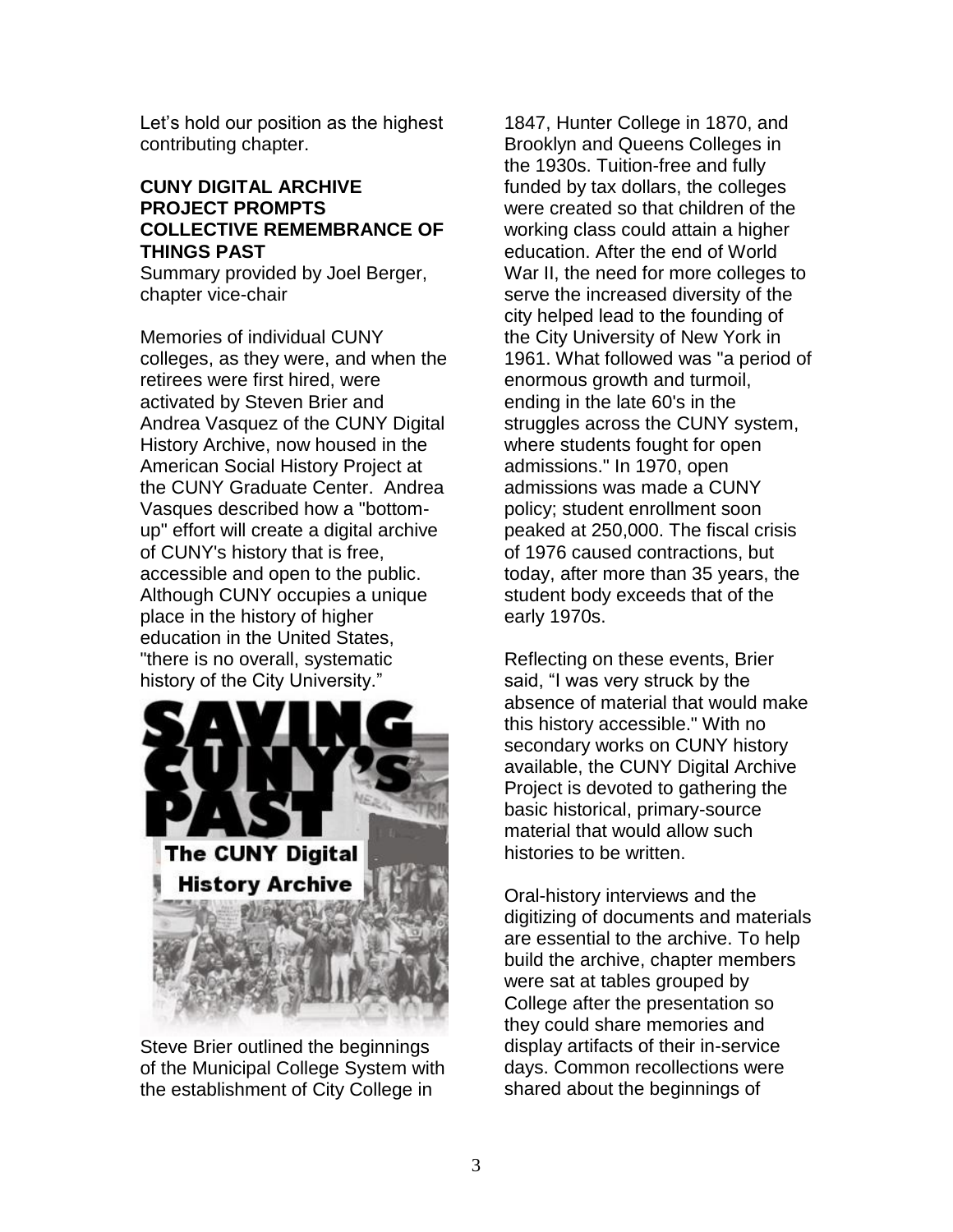Let's hold our position as the highest contributing chapter.

### CUNY DIGITAL ARCHIVE PROJECT PROMPTS COLLECTIVE REMEMBRANCE OF THINGS PAST

Summary provided by Joel Berger, chapter vice-chair

Memories of individual CUNY colleges, as they were, and when the retirees were first hired, were activated by Steven Brier and Andrea Vasquez of the CUNY Digital History Archive, now housed in the American Social History Project at the CUNY Graduate Center. Andrea Vasques described how a "bottom-up" effort will create a digital archive of CUNY's history that is free, accessible and open to the public. Although CUNY occupies a unique place in the history of higher education in the United States, "there is no overall, systematic history of the City University."

Steve Brier outlined the beginnings of the Municipal College System with the establishment of City College in 1847, Hunter College in 1870, and Brooklyn and Queens Colleges in the 1930s. Tuition-free and fully funded by tax dollars, the colleges were created so that children of the working class could attain a higher education. After the end of World War II, the need for more colleges to serve the increased diversity of the city helped lead to the founding of the City University of New York in 1961. What followed was "a period of enormous growth and turmoil, ending in the late 60's in the struggles across the CUNY system, where students fought for open admissions." In 1970, open admissions was made a CUNY policy; student enrollment soon peaked at 250,000. The fiscal crisis of 1976 caused contractions, but today, after more than 35 years, the student body exceeds that of the early 1970s.

Reflecting on these events, Brier said, "I was very struck by the absence of material that would make this history accessible." With no secondary works on CUNY history available, the CUNY Digital Archive Project is devoted to gathering the basic historical, primary-source material that would allow such histories to be written.

Oral-history interviews and the digitizing of documents and materials are essential to the archive. To help build the archive, chapter members were sat at tables grouped by College after the presentation so they could share memories and display artifacts of their in-service days. Common recollections were shared about the beginnings of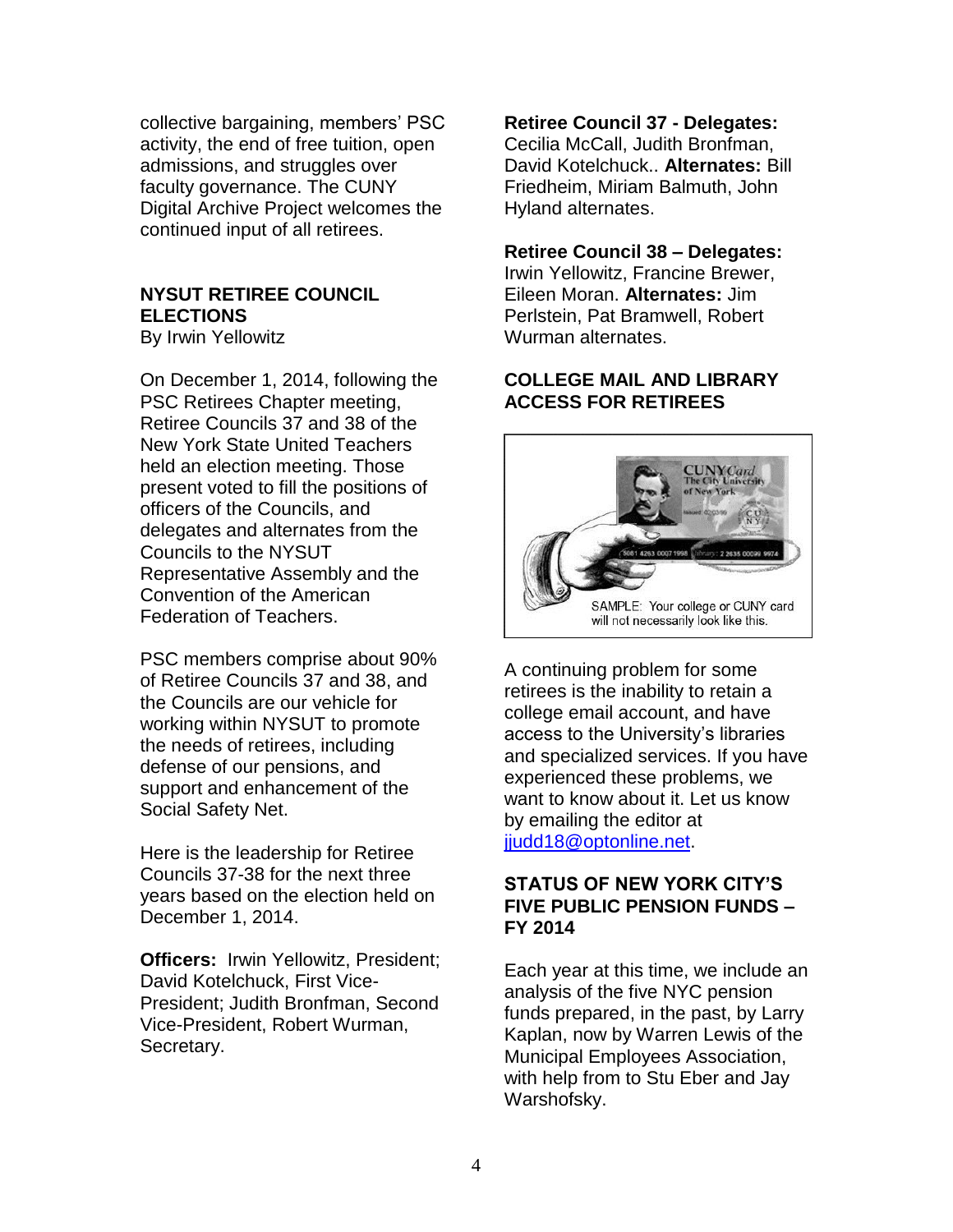collective bargaining, members' PSC activity, the end of free tuition, open admissions, and struggles over faculty governance. The CUNY Digital Archive Project welcomes the continued input of all retirees.

## NYSUT RETIREE COUNCIL ELECTIONS

By Irwin Yellowitz

On December 1, 2014, following the PSC Retirees Chapter meeting, Retiree Councils 37 and 38 of the New York State United Teachers held an election meeting. Those present voted to fill the positions of officers of the Councils, and delegates and alternates from the Councils to the NYSUT Representative Assembly and the Convention of the American Federation of Teachers.

PSC members comprise about 90% of Retiree Councils 37 and 38, and the Councils are our vehicle for working within NYSUT to promote the needs of retirees, including defense of our pensions, and support and enhancement of the Social Safety Net.

Here is the leadership for Retiree Councils 37-38 for the next three years based on the election held on December 1, 2014.

**Officers:** Irwin Yellowitz, President; David Kotelchuck, First Vice-President; Judith Bronfman, Second Vice-President, Robert Wurman, Secretary.

**Retiree Council 37 - Delegates:** Cecilia McCall, Judith Bronfman, David Kotelchuck.. **Alternates:** Bill Friedheim, Miriam Balmuth, John Hyland alternates.

**Retiree Council 38 – Delegates:** Irwin Yellowitz, Francine Brewer, Eileen Moran. **Alternates:** Jim Perlstein, Pat Bramwell, Robert Wurman alternates.

## COLLEGE MAIL AND LIBRARY ACCESS FOR RETIREES

SAMPLE: Your college or CUNY card will not necessarily look like this.

A continuing problem for some retirees is the inability to retain a college email account, and have access to the University's libraries and specialized services. If you have experienced these problems, we want to know about it. Let us know by emailing the editor at jjudd18@optonline.net.

## STATUS OF NEW YORK CITY'S FIVE PUBLIC PENSION FUNDS – FY 2014

Each year at this time, we include an analysis of the five NYC pension funds prepared, in the past, by Larry Kaplan, now by Warren Lewis of the Municipal Employees Association, with help from to Stu Eber and Jay Warshofsky.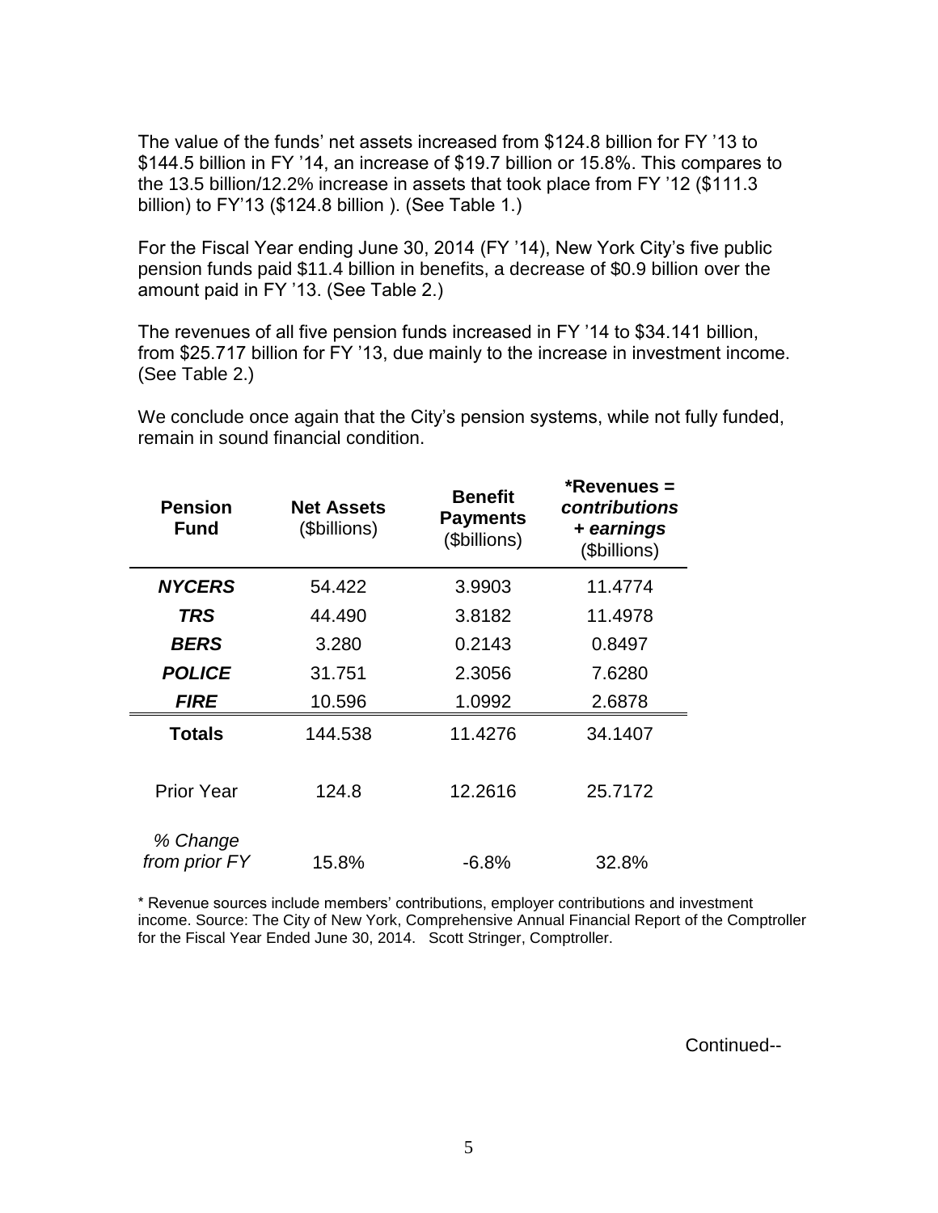The value of the funds' net assets increased from $124.8 billion for FY '13 to $144.5 billion in FY '14, an increase of $19.7 billion or 15.8%. This compares to the 13.5 billion/12.2% increase in assets that took place from FY '12 ($111.3 billion) to FY'13 ($124.8 billion ). (See Table 1.)

For the Fiscal Year ending June 30, 2014 (FY '14), New York City's five public pension funds paid $11.4 billion in benefits, a decrease of $0.9 billion over the amount paid in FY '13. (See Table 2.)

The revenues of all five pension funds increased in FY '14 to $34.141 billion, from $25.717 billion for FY '13, due mainly to the increase in investment income. (See Table 2.)

We conclude once again that the City's pension systems, while not fully funded, remain in sound financial condition.

| **Pension Fund** | **Net Assets** ($billions) | **Benefit Payments** ($billions) | ***Revenues =** ***contributions + earnings*** ($billions) |
|---|---|---|---|
| ***NYCERS*** | 54.422 | 3.9903 | 11.4774 |
| ***TRS*** | 44.490 | 3.8182 | 11.4978 |
| ***BERS*** | 3.280 | 0.2143 | 0.8497 |
| ***POLICE*** | 31.751 | 2.3056 | 7.6280 |
| ***FIRE*** | 10.596 | 1.0992 | 2.6878 |
| **Totals** | 144.538 | 11.4276 | 34.1407 |
| Prior Year | 124.8 | 12.2616 | 25.7172 |
| *% Change from prior FY* | 15.8% | -6.8% | 32.8% |

* Revenue sources include members' contributions, employer contributions and investment income. Source: The City of New York, Comprehensive Annual Financial Report of the Comptroller for the Fiscal Year Ended June 30, 2014. Scott Stringer, Comptroller.

Continued--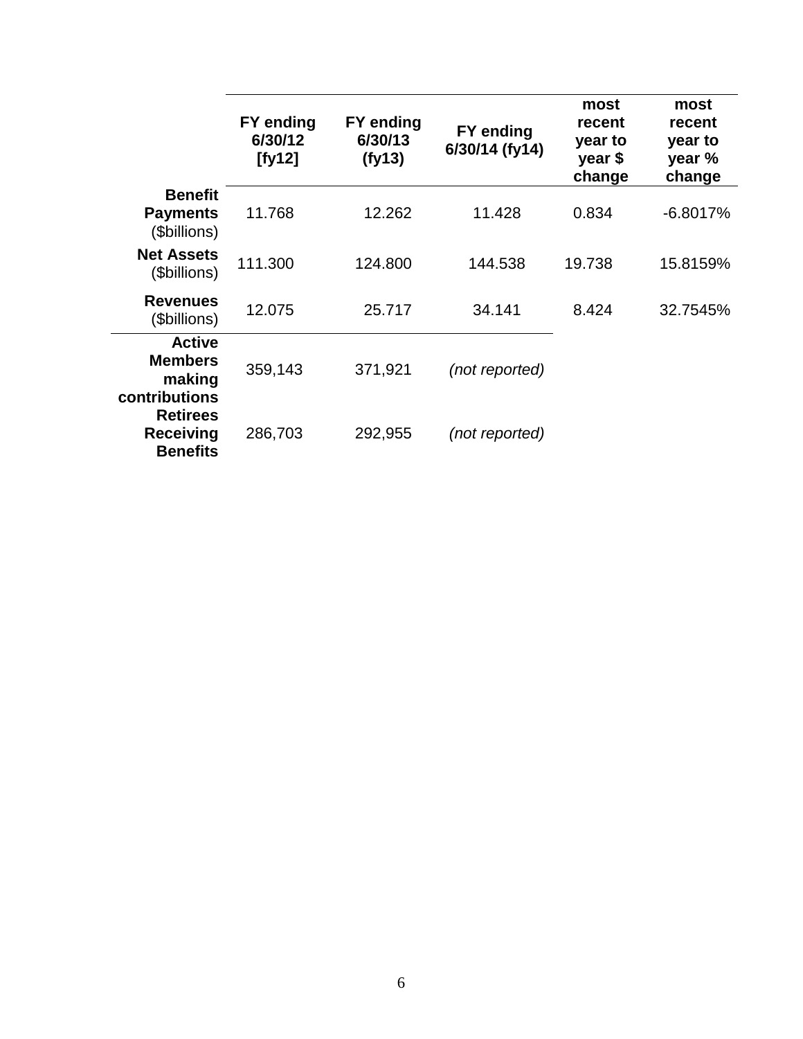| | FY ending 6/30/12 [fy12] | FY ending 6/30/13 (fy13) | FY ending 6/30/14 (fy14) | most recent year to year $ change | most recent year to year % change |
|---|---|---|---|---|---|
| **Benefit Payments** ($billions) | 11.768 | 12.262 | 11.428 | 0.834 | -6.8017% |
| **Net Assets** ($billions) | 111.300 | 124.800 | 144.538 | 19.738 | 15.8159% |
| **Revenues** ($billions) | 12.075 | 25.717 | 34.141 | 8.424 | 32.7545% |
| **Active Members making contributions** | 359,143 | 371,921 | *(not reported)* | | |
| **Retirees Receiving Benefits** | 286,703 | 292,955 | *(not reported)* | | |